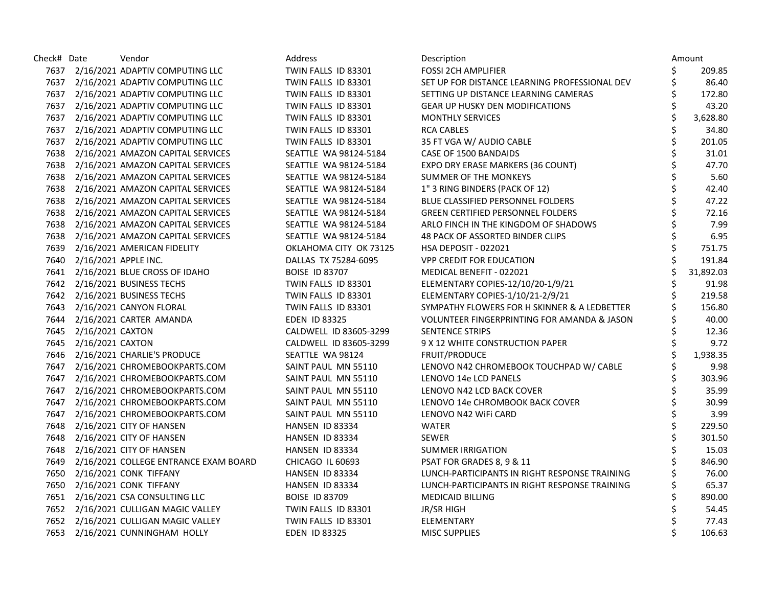| Check# | Date | Vendor | Address | Description | Amount |
|---|---|---|---|---|---|
| 7637 | 2/16/2021 | ADAPTIV COMPUTING LLC | TWIN FALLS ID 83301 | FOSSI 2CH AMPLIFIER | $ 209.85 |
| 7637 | 2/16/2021 | ADAPTIV COMPUTING LLC | TWIN FALLS ID 83301 | SET UP FOR DISTANCE LEARNING PROFESSIONAL DEV | $ 86.40 |
| 7637 | 2/16/2021 | ADAPTIV COMPUTING LLC | TWIN FALLS ID 83301 | SETTING UP DISTANCE LEARNING CAMERAS | $ 172.80 |
| 7637 | 2/16/2021 | ADAPTIV COMPUTING LLC | TWIN FALLS ID 83301 | GEAR UP HUSKY DEN MODIFICATIONS | $ 43.20 |
| 7637 | 2/16/2021 | ADAPTIV COMPUTING LLC | TWIN FALLS ID 83301 | MONTHLY SERVICES | $ 3,628.80 |
| 7637 | 2/16/2021 | ADAPTIV COMPUTING LLC | TWIN FALLS ID 83301 | RCA CABLES | $ 34.80 |
| 7637 | 2/16/2021 | ADAPTIV COMPUTING LLC | TWIN FALLS ID 83301 | 35 FT VGA W/ AUDIO CABLE | $ 201.05 |
| 7638 | 2/16/2021 | AMAZON CAPITAL SERVICES | SEATTLE WA 98124-5184 | CASE OF 1500 BANDAIDS | $ 31.01 |
| 7638 | 2/16/2021 | AMAZON CAPITAL SERVICES | SEATTLE WA 98124-5184 | EXPO DRY ERASE MARKERS (36 COUNT) | $ 47.70 |
| 7638 | 2/16/2021 | AMAZON CAPITAL SERVICES | SEATTLE WA 98124-5184 | SUMMER OF THE MONKEYS | $ 5.60 |
| 7638 | 2/16/2021 | AMAZON CAPITAL SERVICES | SEATTLE WA 98124-5184 | 1" 3 RING BINDERS (PACK OF 12) | $ 42.40 |
| 7638 | 2/16/2021 | AMAZON CAPITAL SERVICES | SEATTLE WA 98124-5184 | BLUE CLASSIFIED PERSONNEL FOLDERS | $ 47.22 |
| 7638 | 2/16/2021 | AMAZON CAPITAL SERVICES | SEATTLE WA 98124-5184 | GREEN CERTIFIED PERSONNEL FOLDERS | $ 72.16 |
| 7638 | 2/16/2021 | AMAZON CAPITAL SERVICES | SEATTLE WA 98124-5184 | ARLO FINCH IN THE KINGDOM OF SHADOWS | $ 7.99 |
| 7638 | 2/16/2021 | AMAZON CAPITAL SERVICES | SEATTLE WA 98124-5184 | 48 PACK OF ASSORTED BINDER CLIPS | $ 6.95 |
| 7639 | 2/16/2021 | AMERICAN FIDELITY | OKLAHOMA CITY OK 73125 | HSA DEPOSIT - 022021 | $ 751.75 |
| 7640 | 2/16/2021 | APPLE INC. | DALLAS TX 75284-6095 | VPP CREDIT FOR EDUCATION | $ 191.84 |
| 7641 | 2/16/2021 | BLUE CROSS OF IDAHO | BOISE ID 83707 | MEDICAL BENEFIT - 022021 | $ 31,892.03 |
| 7642 | 2/16/2021 | BUSINESS TECHS | TWIN FALLS ID 83301 | ELEMENTARY COPIES-12/10/20-1/9/21 | $ 91.98 |
| 7642 | 2/16/2021 | BUSINESS TECHS | TWIN FALLS ID 83301 | ELEMENTARY COPIES-1/10/21-2/9/21 | $ 219.58 |
| 7643 | 2/16/2021 | CANYON FLORAL | TWIN FALLS ID 83301 | SYMPATHY FLOWERS FOR H SKINNER & A LEDBETTER | $ 156.80 |
| 7644 | 2/16/2021 | CARTER AMANDA | EDEN ID 83325 | VOLUNTEER FINGERPRINTING FOR AMANDA & JASON | $ 40.00 |
| 7645 | 2/16/2021 | CAXTON | CALDWELL ID 83605-3299 | SENTENCE STRIPS | $ 12.36 |
| 7645 | 2/16/2021 | CAXTON | CALDWELL ID 83605-3299 | 9 X 12 WHITE CONSTRUCTION PAPER | $ 9.72 |
| 7646 | 2/16/2021 | CHARLIE'S PRODUCE | SEATTLE WA 98124 | FRUIT/PRODUCE | $ 1,938.35 |
| 7647 | 2/16/2021 | CHROMEBOOKPARTS.COM | SAINT PAUL MN 55110 | LENOVO N42 CHROMEBOOK TOUCHPAD W/ CABLE | $ 9.98 |
| 7647 | 2/16/2021 | CHROMEBOOKPARTS.COM | SAINT PAUL MN 55110 | LENOVO 14e LCD PANELS | $ 303.96 |
| 7647 | 2/16/2021 | CHROMEBOOKPARTS.COM | SAINT PAUL MN 55110 | LENOVO N42 LCD BACK COVER | $ 35.99 |
| 7647 | 2/16/2021 | CHROMEBOOKPARTS.COM | SAINT PAUL MN 55110 | LENOVO 14e CHROMBOOK BACK COVER | $ 30.99 |
| 7647 | 2/16/2021 | CHROMEBOOKPARTS.COM | SAINT PAUL MN 55110 | LENOVO N42 WiFi CARD | $ 3.99 |
| 7648 | 2/16/2021 | CITY OF HANSEN | HANSEN ID 83334 | WATER | $ 229.50 |
| 7648 | 2/16/2021 | CITY OF HANSEN | HANSEN ID 83334 | SEWER | $ 301.50 |
| 7648 | 2/16/2021 | CITY OF HANSEN | HANSEN ID 83334 | SUMMER IRRIGATION | $ 15.03 |
| 7649 | 2/16/2021 | COLLEGE ENTRANCE EXAM BOARD | CHICAGO IL 60693 | PSAT FOR GRADES 8, 9 & 11 | $ 846.90 |
| 7650 | 2/16/2021 | CONK TIFFANY | HANSEN ID 83334 | LUNCH-PARTICIPANTS IN RIGHT RESPONSE TRAINING | $ 76.00 |
| 7650 | 2/16/2021 | CONK TIFFANY | HANSEN ID 83334 | LUNCH-PARTICIPANTS IN RIGHT RESPONSE TRAINING | $ 65.37 |
| 7651 | 2/16/2021 | CSA CONSULTING LLC | BOISE ID 83709 | MEDICAID BILLING | $ 890.00 |
| 7652 | 2/16/2021 | CULLIGAN MAGIC VALLEY | TWIN FALLS ID 83301 | JR/SR HIGH | $ 54.45 |
| 7652 | 2/16/2021 | CULLIGAN MAGIC VALLEY | TWIN FALLS ID 83301 | ELEMENTARY | $ 77.43 |
| 7653 | 2/16/2021 | CUNNINGHAM HOLLY | EDEN ID 83325 | MISC SUPPLIES | $ 106.63 |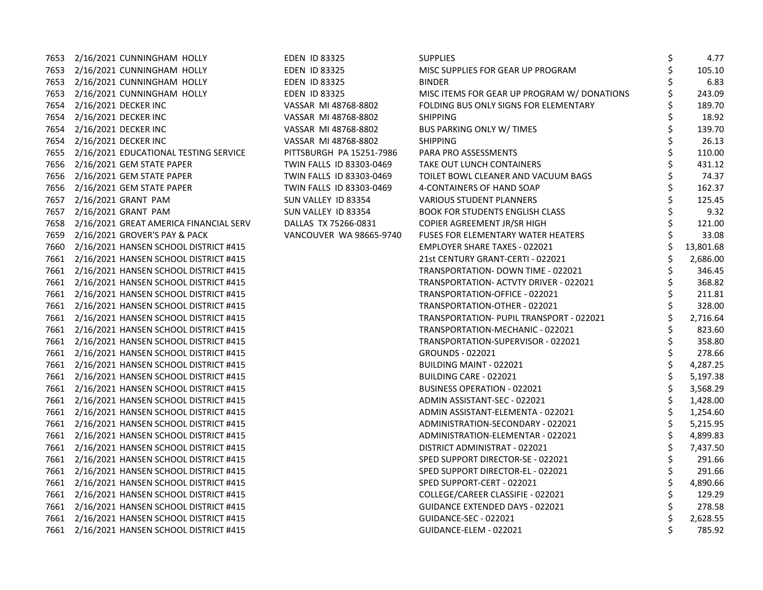| | | | | | |
|---|---|---|---|---|---|
| 7653 | 2/16/2021 | CUNNINGHAM HOLLY | EDEN ID 83325 | SUPPLIES | $ 4.77 |
| 7653 | 2/16/2021 | CUNNINGHAM HOLLY | EDEN ID 83325 | MISC SUPPLIES FOR GEAR UP PROGRAM | $ 105.10 |
| 7653 | 2/16/2021 | CUNNINGHAM HOLLY | EDEN ID 83325 | BINDER | $ 6.83 |
| 7653 | 2/16/2021 | CUNNINGHAM HOLLY | EDEN ID 83325 | MISC ITEMS FOR GEAR UP PROGRAM W/ DONATIONS | $ 243.09 |
| 7654 | 2/16/2021 | DECKER INC | VASSAR MI 48768-8802 | FOLDING BUS ONLY SIGNS FOR ELEMENTARY | $ 189.70 |
| 7654 | 2/16/2021 | DECKER INC | VASSAR MI 48768-8802 | SHIPPING | $ 18.92 |
| 7654 | 2/16/2021 | DECKER INC | VASSAR MI 48768-8802 | BUS PARKING ONLY W/ TIMES | $ 139.70 |
| 7654 | 2/16/2021 | DECKER INC | VASSAR MI 48768-8802 | SHIPPING | $ 26.13 |
| 7655 | 2/16/2021 | EDUCATIONAL TESTING SERVICE | PITTSBURGH PA 15251-7986 | PARA PRO ASSESSMENTS | $ 110.00 |
| 7656 | 2/16/2021 | GEM STATE PAPER | TWIN FALLS ID 83303-0469 | TAKE OUT LUNCH CONTAINERS | $ 431.12 |
| 7656 | 2/16/2021 | GEM STATE PAPER | TWIN FALLS ID 83303-0469 | TOILET BOWL CLEANER AND VACUUM BAGS | $ 74.37 |
| 7656 | 2/16/2021 | GEM STATE PAPER | TWIN FALLS ID 83303-0469 | 4-CONTAINERS OF HAND SOAP | $ 162.37 |
| 7657 | 2/16/2021 | GRANT PAM | SUN VALLEY ID 83354 | VARIOUS STUDENT PLANNERS | $ 125.45 |
| 7657 | 2/16/2021 | GRANT PAM | SUN VALLEY ID 83354 | BOOK FOR STUDENTS ENGLISH CLASS | $ 9.32 |
| 7658 | 2/16/2021 | GREAT AMERICA FINANCIAL SERV | DALLAS TX 75266-0831 | COPIER AGREEMENT JR/SR HIGH | $ 121.00 |
| 7659 | 2/16/2021 | GROVER'S PAY & PACK | VANCOUVER WA 98665-9740 | FUSES FOR ELEMENTARY WATER HEATERS | $ 33.08 |
| 7660 | 2/16/2021 | HANSEN SCHOOL DISTRICT #415 | | EMPLOYER SHARE TAXES - 022021 | $ 13,801.68 |
| 7661 | 2/16/2021 | HANSEN SCHOOL DISTRICT #415 | | 21st CENTURY GRANT-CERTI - 022021 | $ 2,686.00 |
| 7661 | 2/16/2021 | HANSEN SCHOOL DISTRICT #415 | | TRANSPORTATION- DOWN TIME - 022021 | $ 346.45 |
| 7661 | 2/16/2021 | HANSEN SCHOOL DISTRICT #415 | | TRANSPORTATION- ACTVTY DRIVER - 022021 | $ 368.82 |
| 7661 | 2/16/2021 | HANSEN SCHOOL DISTRICT #415 | | TRANSPORTATION-OFFICE - 022021 | $ 211.81 |
| 7661 | 2/16/2021 | HANSEN SCHOOL DISTRICT #415 | | TRANSPORTATION-OTHER - 022021 | $ 328.00 |
| 7661 | 2/16/2021 | HANSEN SCHOOL DISTRICT #415 | | TRANSPORTATION- PUPIL TRANSPORT - 022021 | $ 2,716.64 |
| 7661 | 2/16/2021 | HANSEN SCHOOL DISTRICT #415 | | TRANSPORTATION-MECHANIC - 022021 | $ 823.60 |
| 7661 | 2/16/2021 | HANSEN SCHOOL DISTRICT #415 | | TRANSPORTATION-SUPERVISOR - 022021 | $ 358.80 |
| 7661 | 2/16/2021 | HANSEN SCHOOL DISTRICT #415 | | GROUNDS - 022021 | $ 278.66 |
| 7661 | 2/16/2021 | HANSEN SCHOOL DISTRICT #415 | | BUILDING MAINT - 022021 | $ 4,287.25 |
| 7661 | 2/16/2021 | HANSEN SCHOOL DISTRICT #415 | | BUILDING CARE - 022021 | $ 5,197.38 |
| 7661 | 2/16/2021 | HANSEN SCHOOL DISTRICT #415 | | BUSINESS OPERATION - 022021 | $ 3,568.29 |
| 7661 | 2/16/2021 | HANSEN SCHOOL DISTRICT #415 | | ADMIN ASSISTANT-SEC - 022021 | $ 1,428.00 |
| 7661 | 2/16/2021 | HANSEN SCHOOL DISTRICT #415 | | ADMIN ASSISTANT-ELEMENTA - 022021 | $ 1,254.60 |
| 7661 | 2/16/2021 | HANSEN SCHOOL DISTRICT #415 | | ADMINISTRATION-SECONDARY - 022021 | $ 5,215.95 |
| 7661 | 2/16/2021 | HANSEN SCHOOL DISTRICT #415 | | ADMINISTRATION-ELEMENTAR - 022021 | $ 4,899.83 |
| 7661 | 2/16/2021 | HANSEN SCHOOL DISTRICT #415 | | DISTRICT ADMINISTRAT - 022021 | $ 7,437.50 |
| 7661 | 2/16/2021 | HANSEN SCHOOL DISTRICT #415 | | SPED SUPPORT DIRECTOR-SE - 022021 | $ 291.66 |
| 7661 | 2/16/2021 | HANSEN SCHOOL DISTRICT #415 | | SPED SUPPORT DIRECTOR-EL - 022021 | $ 291.66 |
| 7661 | 2/16/2021 | HANSEN SCHOOL DISTRICT #415 | | SPED SUPPORT-CERT - 022021 | $ 4,890.66 |
| 7661 | 2/16/2021 | HANSEN SCHOOL DISTRICT #415 | | COLLEGE/CAREER CLASSIFIE - 022021 | $ 129.29 |
| 7661 | 2/16/2021 | HANSEN SCHOOL DISTRICT #415 | | GUIDANCE EXTENDED DAYS - 022021 | $ 278.58 |
| 7661 | 2/16/2021 | HANSEN SCHOOL DISTRICT #415 | | GUIDANCE-SEC - 022021 | $ 2,628.55 |
| 7661 | 2/16/2021 | HANSEN SCHOOL DISTRICT #415 | | GUIDANCE-ELEM - 022021 | $ 785.92 |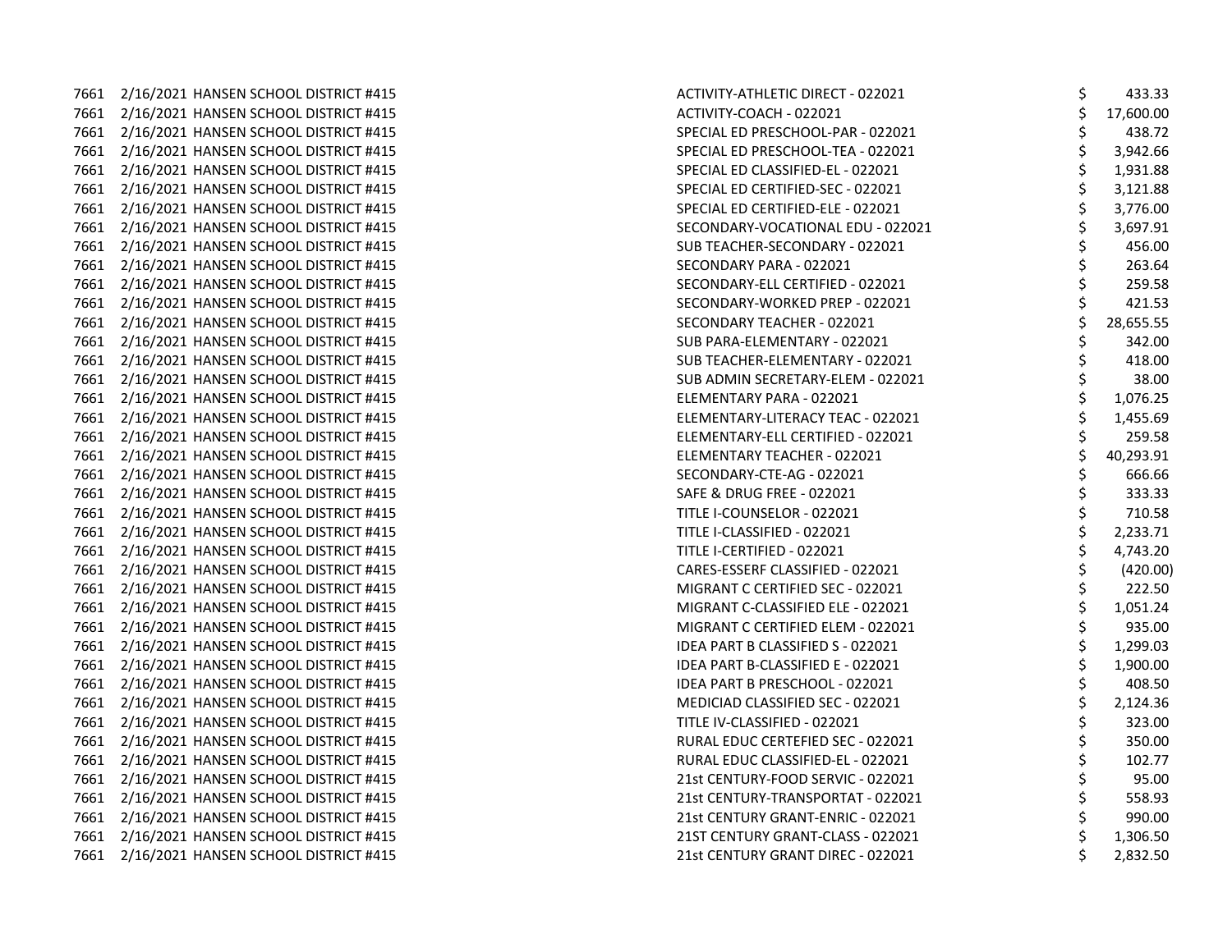| | | | | |
|---|---|---|---|---|
| 7661 | 2/16/2021 | HANSEN SCHOOL DISTRICT #415 | ACTIVITY-ATHLETIC DIRECT - 022021 | $ 433.33 |
| 7661 | 2/16/2021 | HANSEN SCHOOL DISTRICT #415 | ACTIVITY-COACH - 022021 | $ 17,600.00 |
| 7661 | 2/16/2021 | HANSEN SCHOOL DISTRICT #415 | SPECIAL ED PRESCHOOL-PAR - 022021 | $ 438.72 |
| 7661 | 2/16/2021 | HANSEN SCHOOL DISTRICT #415 | SPECIAL ED PRESCHOOL-TEA - 022021 | $ 3,942.66 |
| 7661 | 2/16/2021 | HANSEN SCHOOL DISTRICT #415 | SPECIAL ED CLASSIFIED-EL - 022021 | $ 1,931.88 |
| 7661 | 2/16/2021 | HANSEN SCHOOL DISTRICT #415 | SPECIAL ED CERTIFIED-SEC - 022021 | $ 3,121.88 |
| 7661 | 2/16/2021 | HANSEN SCHOOL DISTRICT #415 | SPECIAL ED CERTIFIED-ELE - 022021 | $ 3,776.00 |
| 7661 | 2/16/2021 | HANSEN SCHOOL DISTRICT #415 | SECONDARY-VOCATIONAL EDU - 022021 | $ 3,697.91 |
| 7661 | 2/16/2021 | HANSEN SCHOOL DISTRICT #415 | SUB TEACHER-SECONDARY - 022021 | $ 456.00 |
| 7661 | 2/16/2021 | HANSEN SCHOOL DISTRICT #415 | SECONDARY PARA - 022021 | $ 263.64 |
| 7661 | 2/16/2021 | HANSEN SCHOOL DISTRICT #415 | SECONDARY-ELL CERTIFIED - 022021 | $ 259.58 |
| 7661 | 2/16/2021 | HANSEN SCHOOL DISTRICT #415 | SECONDARY-WORKED PREP - 022021 | $ 421.53 |
| 7661 | 2/16/2021 | HANSEN SCHOOL DISTRICT #415 | SECONDARY TEACHER - 022021 | $ 28,655.55 |
| 7661 | 2/16/2021 | HANSEN SCHOOL DISTRICT #415 | SUB PARA-ELEMENTARY - 022021 | $ 342.00 |
| 7661 | 2/16/2021 | HANSEN SCHOOL DISTRICT #415 | SUB TEACHER-ELEMENTARY - 022021 | $ 418.00 |
| 7661 | 2/16/2021 | HANSEN SCHOOL DISTRICT #415 | SUB ADMIN SECRETARY-ELEM - 022021 | $ 38.00 |
| 7661 | 2/16/2021 | HANSEN SCHOOL DISTRICT #415 | ELEMENTARY PARA - 022021 | $ 1,076.25 |
| 7661 | 2/16/2021 | HANSEN SCHOOL DISTRICT #415 | ELEMENTARY-LITERACY TEAC - 022021 | $ 1,455.69 |
| 7661 | 2/16/2021 | HANSEN SCHOOL DISTRICT #415 | ELEMENTARY-ELL CERTIFIED - 022021 | $ 259.58 |
| 7661 | 2/16/2021 | HANSEN SCHOOL DISTRICT #415 | ELEMENTARY TEACHER - 022021 | $ 40,293.91 |
| 7661 | 2/16/2021 | HANSEN SCHOOL DISTRICT #415 | SECONDARY-CTE-AG - 022021 | $ 666.66 |
| 7661 | 2/16/2021 | HANSEN SCHOOL DISTRICT #415 | SAFE & DRUG FREE - 022021 | $ 333.33 |
| 7661 | 2/16/2021 | HANSEN SCHOOL DISTRICT #415 | TITLE I-COUNSELOR - 022021 | $ 710.58 |
| 7661 | 2/16/2021 | HANSEN SCHOOL DISTRICT #415 | TITLE I-CLASSIFIED - 022021 | $ 2,233.71 |
| 7661 | 2/16/2021 | HANSEN SCHOOL DISTRICT #415 | TITLE I-CERTIFIED - 022021 | $ 4,743.20 |
| 7661 | 2/16/2021 | HANSEN SCHOOL DISTRICT #415 | CARES-ESSERF CLASSIFIED - 022021 | $ (420.00) |
| 7661 | 2/16/2021 | HANSEN SCHOOL DISTRICT #415 | MIGRANT C CERTIFIED SEC - 022021 | $ 222.50 |
| 7661 | 2/16/2021 | HANSEN SCHOOL DISTRICT #415 | MIGRANT C-CLASSIFIED ELE - 022021 | $ 1,051.24 |
| 7661 | 2/16/2021 | HANSEN SCHOOL DISTRICT #415 | MIGRANT C CERTIFIED ELEM - 022021 | $ 935.00 |
| 7661 | 2/16/2021 | HANSEN SCHOOL DISTRICT #415 | IDEA PART B CLASSIFIED S - 022021 | $ 1,299.03 |
| 7661 | 2/16/2021 | HANSEN SCHOOL DISTRICT #415 | IDEA PART B-CLASSIFIED E - 022021 | $ 1,900.00 |
| 7661 | 2/16/2021 | HANSEN SCHOOL DISTRICT #415 | IDEA PART B PRESCHOOL - 022021 | $ 408.50 |
| 7661 | 2/16/2021 | HANSEN SCHOOL DISTRICT #415 | MEDICIAD CLASSIFIED SEC - 022021 | $ 2,124.36 |
| 7661 | 2/16/2021 | HANSEN SCHOOL DISTRICT #415 | TITLE IV-CLASSIFIED - 022021 | $ 323.00 |
| 7661 | 2/16/2021 | HANSEN SCHOOL DISTRICT #415 | RURAL EDUC CERTEFIED SEC - 022021 | $ 350.00 |
| 7661 | 2/16/2021 | HANSEN SCHOOL DISTRICT #415 | RURAL EDUC CLASSIFIED-EL - 022021 | $ 102.77 |
| 7661 | 2/16/2021 | HANSEN SCHOOL DISTRICT #415 | 21st CENTURY-FOOD SERVIC - 022021 | $ 95.00 |
| 7661 | 2/16/2021 | HANSEN SCHOOL DISTRICT #415 | 21st CENTURY-TRANSPORTAT - 022021 | $ 558.93 |
| 7661 | 2/16/2021 | HANSEN SCHOOL DISTRICT #415 | 21st CENTURY GRANT-ENRIC - 022021 | $ 990.00 |
| 7661 | 2/16/2021 | HANSEN SCHOOL DISTRICT #415 | 21ST CENTURY GRANT-CLASS - 022021 | $ 1,306.50 |
| 7661 | 2/16/2021 | HANSEN SCHOOL DISTRICT #415 | 21st CENTURY GRANT DIREC - 022021 | $ 2,832.50 |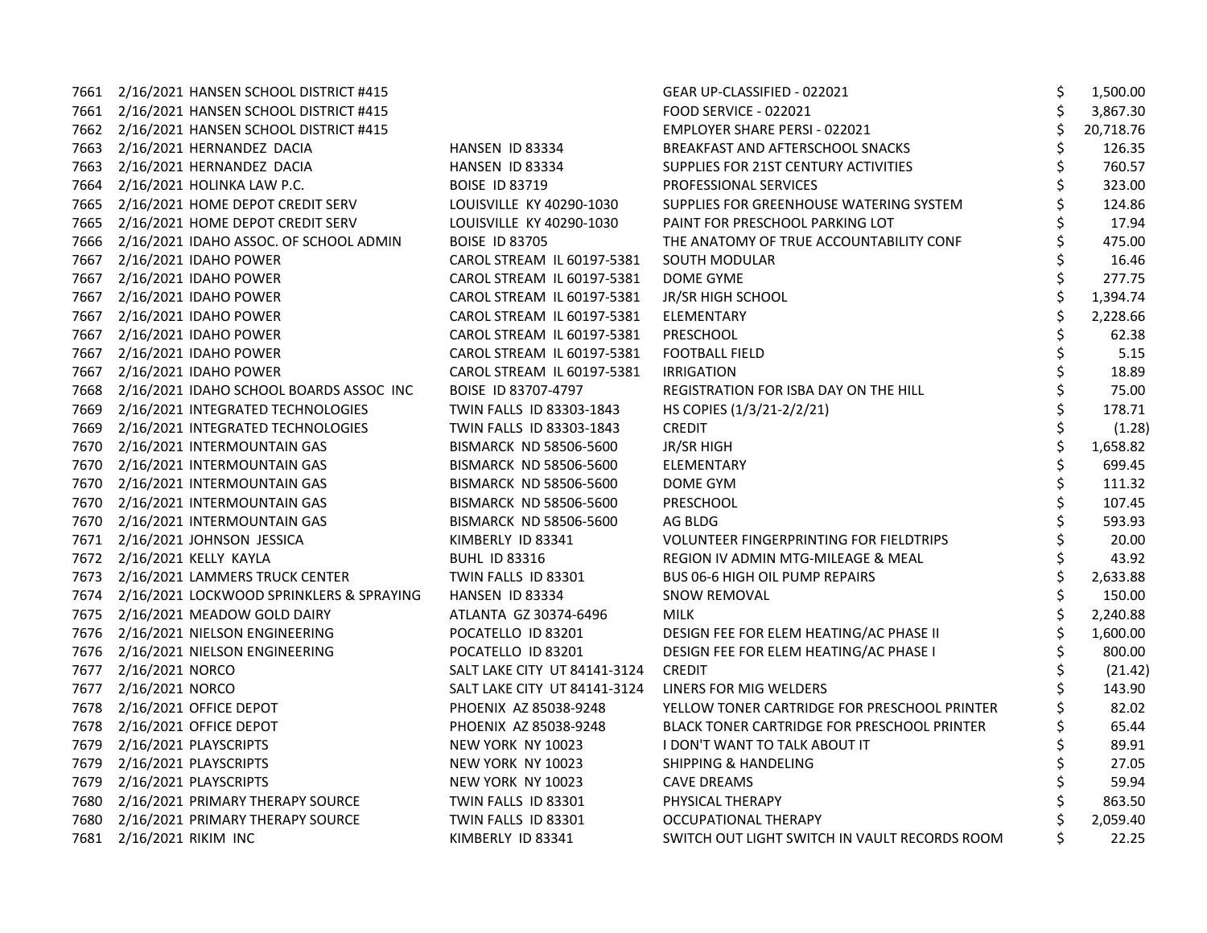| | | | | | |
|---|---|---|---|---|---|
| 7661 | 2/16/2021 | HANSEN SCHOOL DISTRICT #415 | | GEAR UP-CLASSIFIED - 022021 | $ 1,500.00 |
| 7661 | 2/16/2021 | HANSEN SCHOOL DISTRICT #415 | | FOOD SERVICE - 022021 | $ 3,867.30 |
| 7662 | 2/16/2021 | HANSEN SCHOOL DISTRICT #415 | | EMPLOYER SHARE PERSI - 022021 | $ 20,718.76 |
| 7663 | 2/16/2021 | HERNANDEZ DACIA | HANSEN ID 83334 | BREAKFAST AND AFTERSCHOOL SNACKS | $ 126.35 |
| 7663 | 2/16/2021 | HERNANDEZ DACIA | HANSEN ID 83334 | SUPPLIES FOR 21ST CENTURY ACTIVITIES | $ 760.57 |
| 7664 | 2/16/2021 | HOLINKA LAW P.C. | BOISE ID 83719 | PROFESSIONAL SERVICES | $ 323.00 |
| 7665 | 2/16/2021 | HOME DEPOT CREDIT SERV | LOUISVILLE KY 40290-1030 | SUPPLIES FOR GREENHOUSE WATERING SYSTEM | $ 124.86 |
| 7665 | 2/16/2021 | HOME DEPOT CREDIT SERV | LOUISVILLE KY 40290-1030 | PAINT FOR PRESCHOOL PARKING LOT | $ 17.94 |
| 7666 | 2/16/2021 | IDAHO ASSOC. OF SCHOOL ADMIN | BOISE ID 83705 | THE ANATOMY OF TRUE ACCOUNTABILITY CONF | $ 475.00 |
| 7667 | 2/16/2021 | IDAHO POWER | CAROL STREAM IL 60197-5381 | SOUTH MODULAR | $ 16.46 |
| 7667 | 2/16/2021 | IDAHO POWER | CAROL STREAM IL 60197-5381 | DOME GYME | $ 277.75 |
| 7667 | 2/16/2021 | IDAHO POWER | CAROL STREAM IL 60197-5381 | JR/SR HIGH SCHOOL | $ 1,394.74 |
| 7667 | 2/16/2021 | IDAHO POWER | CAROL STREAM IL 60197-5381 | ELEMENTARY | $ 2,228.66 |
| 7667 | 2/16/2021 | IDAHO POWER | CAROL STREAM IL 60197-5381 | PRESCHOOL | $ 62.38 |
| 7667 | 2/16/2021 | IDAHO POWER | CAROL STREAM IL 60197-5381 | FOOTBALL FIELD | $ 5.15 |
| 7667 | 2/16/2021 | IDAHO POWER | CAROL STREAM IL 60197-5381 | IRRIGATION | $ 18.89 |
| 7668 | 2/16/2021 | IDAHO SCHOOL BOARDS ASSOC INC | BOISE ID 83707-4797 | REGISTRATION FOR ISBA DAY ON THE HILL | $ 75.00 |
| 7669 | 2/16/2021 | INTEGRATED TECHNOLOGIES | TWIN FALLS ID 83303-1843 | HS COPIES (1/3/21-2/2/21) | $ 178.71 |
| 7669 | 2/16/2021 | INTEGRATED TECHNOLOGIES | TWIN FALLS ID 83303-1843 | CREDIT | $ (1.28) |
| 7670 | 2/16/2021 | INTERMOUNTAIN GAS | BISMARCK ND 58506-5600 | JR/SR HIGH | $ 1,658.82 |
| 7670 | 2/16/2021 | INTERMOUNTAIN GAS | BISMARCK ND 58506-5600 | ELEMENTARY | $ 699.45 |
| 7670 | 2/16/2021 | INTERMOUNTAIN GAS | BISMARCK ND 58506-5600 | DOME GYM | $ 111.32 |
| 7670 | 2/16/2021 | INTERMOUNTAIN GAS | BISMARCK ND 58506-5600 | PRESCHOOL | $ 107.45 |
| 7670 | 2/16/2021 | INTERMOUNTAIN GAS | BISMARCK ND 58506-5600 | AG BLDG | $ 593.93 |
| 7671 | 2/16/2021 | JOHNSON JESSICA | KIMBERLY ID 83341 | VOLUNTEER FINGERPRINTING FOR FIELDTRIPS | $ 20.00 |
| 7672 | 2/16/2021 | KELLY KAYLA | BUHL ID 83316 | REGION IV ADMIN MTG-MILEAGE & MEAL | $ 43.92 |
| 7673 | 2/16/2021 | LAMMERS TRUCK CENTER | TWIN FALLS ID 83301 | BUS 06-6 HIGH OIL PUMP REPAIRS | $ 2,633.88 |
| 7674 | 2/16/2021 | LOCKWOOD SPRINKLERS & SPRAYING | HANSEN ID 83334 | SNOW REMOVAL | $ 150.00 |
| 7675 | 2/16/2021 | MEADOW GOLD DAIRY | ATLANTA GZ 30374-6496 | MILK | $ 2,240.88 |
| 7676 | 2/16/2021 | NIELSON ENGINEERING | POCATELLO ID 83201 | DESIGN FEE FOR ELEM HEATING/AC PHASE II | $ 1,600.00 |
| 7676 | 2/16/2021 | NIELSON ENGINEERING | POCATELLO ID 83201 | DESIGN FEE FOR ELEM HEATING/AC PHASE I | $ 800.00 |
| 7677 | 2/16/2021 | NORCO | SALT LAKE CITY UT 84141-3124 | CREDIT | $ (21.42) |
| 7677 | 2/16/2021 | NORCO | SALT LAKE CITY UT 84141-3124 | LINERS FOR MIG WELDERS | $ 143.90 |
| 7678 | 2/16/2021 | OFFICE DEPOT | PHOENIX AZ 85038-9248 | YELLOW TONER CARTRIDGE FOR PRESCHOOL PRINTER | $ 82.02 |
| 7678 | 2/16/2021 | OFFICE DEPOT | PHOENIX AZ 85038-9248 | BLACK TONER CARTRIDGE FOR PRESCHOOL PRINTER | $ 65.44 |
| 7679 | 2/16/2021 | PLAYSCRIPTS | NEW YORK NY 10023 | I DON'T WANT TO TALK ABOUT IT | $ 89.91 |
| 7679 | 2/16/2021 | PLAYSCRIPTS | NEW YORK NY 10023 | SHIPPING & HANDELING | $ 27.05 |
| 7679 | 2/16/2021 | PLAYSCRIPTS | NEW YORK NY 10023 | CAVE DREAMS | $ 59.94 |
| 7680 | 2/16/2021 | PRIMARY THERAPY SOURCE | TWIN FALLS ID 83301 | PHYSICAL THERAPY | $ 863.50 |
| 7680 | 2/16/2021 | PRIMARY THERAPY SOURCE | TWIN FALLS ID 83301 | OCCUPATIONAL THERAPY | $ 2,059.40 |
| 7681 | 2/16/2021 | RIKIM INC | KIMBERLY ID 83341 | SWITCH OUT LIGHT SWITCH IN VAULT RECORDS ROOM | $ 22.25 |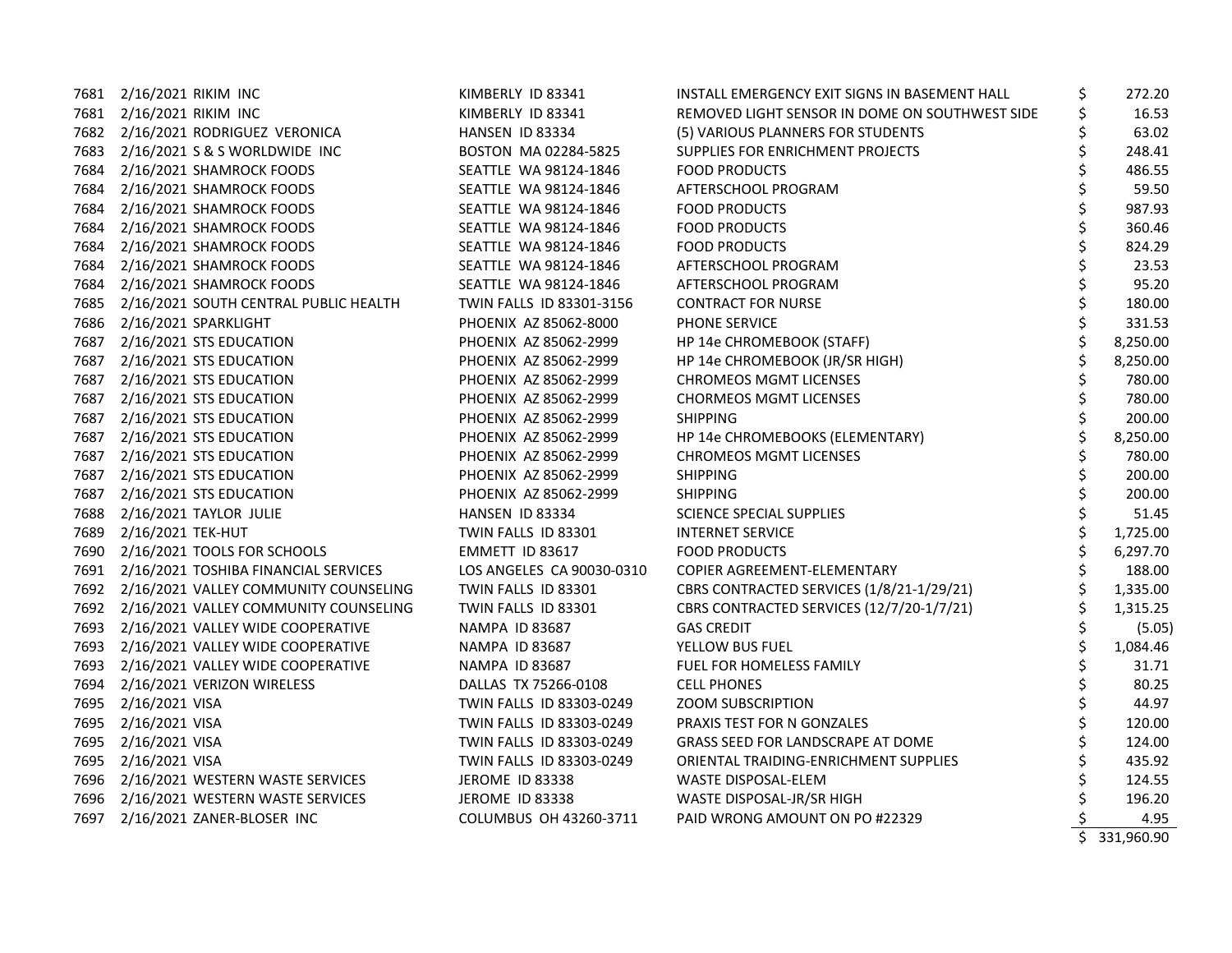| | | | | | |
|---|---|---|---|---|---|
| 7681 | 2/16/2021 | RIKIM INC | KIMBERLY ID 83341 | INSTALL EMERGENCY EXIT SIGNS IN BASEMENT HALL | $ 272.20 |
| 7681 | 2/16/2021 | RIKIM INC | KIMBERLY ID 83341 | REMOVED LIGHT SENSOR IN DOME ON SOUTHWEST SIDE | $ 16.53 |
| 7682 | 2/16/2021 | RODRIGUEZ VERONICA | HANSEN ID 83334 | (5) VARIOUS PLANNERS FOR STUDENTS | $ 63.02 |
| 7683 | 2/16/2021 | S & S WORLDWIDE INC | BOSTON MA 02284-5825 | SUPPLIES FOR ENRICHMENT PROJECTS | $ 248.41 |
| 7684 | 2/16/2021 | SHAMROCK FOODS | SEATTLE WA 98124-1846 | FOOD PRODUCTS | $ 486.55 |
| 7684 | 2/16/2021 | SHAMROCK FOODS | SEATTLE WA 98124-1846 | AFTERSCHOOL PROGRAM | $ 59.50 |
| 7684 | 2/16/2021 | SHAMROCK FOODS | SEATTLE WA 98124-1846 | FOOD PRODUCTS | $ 987.93 |
| 7684 | 2/16/2021 | SHAMROCK FOODS | SEATTLE WA 98124-1846 | FOOD PRODUCTS | $ 360.46 |
| 7684 | 2/16/2021 | SHAMROCK FOODS | SEATTLE WA 98124-1846 | FOOD PRODUCTS | $ 824.29 |
| 7684 | 2/16/2021 | SHAMROCK FOODS | SEATTLE WA 98124-1846 | AFTERSCHOOL PROGRAM | $ 23.53 |
| 7684 | 2/16/2021 | SHAMROCK FOODS | SEATTLE WA 98124-1846 | AFTERSCHOOL PROGRAM | $ 95.20 |
| 7685 | 2/16/2021 | SOUTH CENTRAL PUBLIC HEALTH | TWIN FALLS ID 83301-3156 | CONTRACT FOR NURSE | $ 180.00 |
| 7686 | 2/16/2021 | SPARKLIGHT | PHOENIX AZ 85062-8000 | PHONE SERVICE | $ 331.53 |
| 7687 | 2/16/2021 | STS EDUCATION | PHOENIX AZ 85062-2999 | HP 14e CHROMEBOOK (STAFF) | $ 8,250.00 |
| 7687 | 2/16/2021 | STS EDUCATION | PHOENIX AZ 85062-2999 | HP 14e CHROMEBOOK (JR/SR HIGH) | $ 8,250.00 |
| 7687 | 2/16/2021 | STS EDUCATION | PHOENIX AZ 85062-2999 | CHROMEOS MGMT LICENSES | $ 780.00 |
| 7687 | 2/16/2021 | STS EDUCATION | PHOENIX AZ 85062-2999 | CHORMEOS MGMT LICENSES | $ 780.00 |
| 7687 | 2/16/2021 | STS EDUCATION | PHOENIX AZ 85062-2999 | SHIPPING | $ 200.00 |
| 7687 | 2/16/2021 | STS EDUCATION | PHOENIX AZ 85062-2999 | HP 14e CHROMEBOOKS (ELEMENTARY) | $ 8,250.00 |
| 7687 | 2/16/2021 | STS EDUCATION | PHOENIX AZ 85062-2999 | CHROMEOS MGMT LICENSES | $ 780.00 |
| 7687 | 2/16/2021 | STS EDUCATION | PHOENIX AZ 85062-2999 | SHIPPING | $ 200.00 |
| 7687 | 2/16/2021 | STS EDUCATION | PHOENIX AZ 85062-2999 | SHIPPING | $ 200.00 |
| 7688 | 2/16/2021 | TAYLOR JULIE | HANSEN ID 83334 | SCIENCE SPECIAL SUPPLIES | $ 51.45 |
| 7689 | 2/16/2021 | TEK-HUT | TWIN FALLS ID 83301 | INTERNET SERVICE | $ 1,725.00 |
| 7690 | 2/16/2021 | TOOLS FOR SCHOOLS | EMMETT ID 83617 | FOOD PRODUCTS | $ 6,297.70 |
| 7691 | 2/16/2021 | TOSHIBA FINANCIAL SERVICES | LOS ANGELES CA 90030-0310 | COPIER AGREEMENT-ELEMENTARY | $ 188.00 |
| 7692 | 2/16/2021 | VALLEY COMMUNITY COUNSELING | TWIN FALLS ID 83301 | CBRS CONTRACTED SERVICES (1/8/21-1/29/21) | $ 1,335.00 |
| 7692 | 2/16/2021 | VALLEY COMMUNITY COUNSELING | TWIN FALLS ID 83301 | CBRS CONTRACTED SERVICES (12/7/20-1/7/21) | $ 1,315.25 |
| 7693 | 2/16/2021 | VALLEY WIDE COOPERATIVE | NAMPA ID 83687 | GAS CREDIT | $ (5.05) |
| 7693 | 2/16/2021 | VALLEY WIDE COOPERATIVE | NAMPA ID 83687 | YELLOW BUS FUEL | $ 1,084.46 |
| 7693 | 2/16/2021 | VALLEY WIDE COOPERATIVE | NAMPA ID 83687 | FUEL FOR HOMELESS FAMILY | $ 31.71 |
| 7694 | 2/16/2021 | VERIZON WIRELESS | DALLAS TX 75266-0108 | CELL PHONES | $ 80.25 |
| 7695 | 2/16/2021 | VISA | TWIN FALLS ID 83303-0249 | ZOOM SUBSCRIPTION | $ 44.97 |
| 7695 | 2/16/2021 | VISA | TWIN FALLS ID 83303-0249 | PRAXIS TEST FOR N GONZALES | $ 120.00 |
| 7695 | 2/16/2021 | VISA | TWIN FALLS ID 83303-0249 | GRASS SEED FOR LANDSCRAPE AT DOME | $ 124.00 |
| 7695 | 2/16/2021 | VISA | TWIN FALLS ID 83303-0249 | ORIENTAL TRAIDING-ENRICHMENT SUPPLIES | $ 435.92 |
| 7696 | 2/16/2021 | WESTERN WASTE SERVICES | JEROME ID 83338 | WASTE DISPOSAL-ELEM | $ 124.55 |
| 7696 | 2/16/2021 | WESTERN WASTE SERVICES | JEROME ID 83338 | WASTE DISPOSAL-JR/SR HIGH | $ 196.20 |
| 7697 | 2/16/2021 | ZANER-BLOSER INC | COLUMBUS OH 43260-3711 | PAID WRONG AMOUNT ON PO #22329 | $ 4.95 |
| | | | | | $ 331,960.90 |